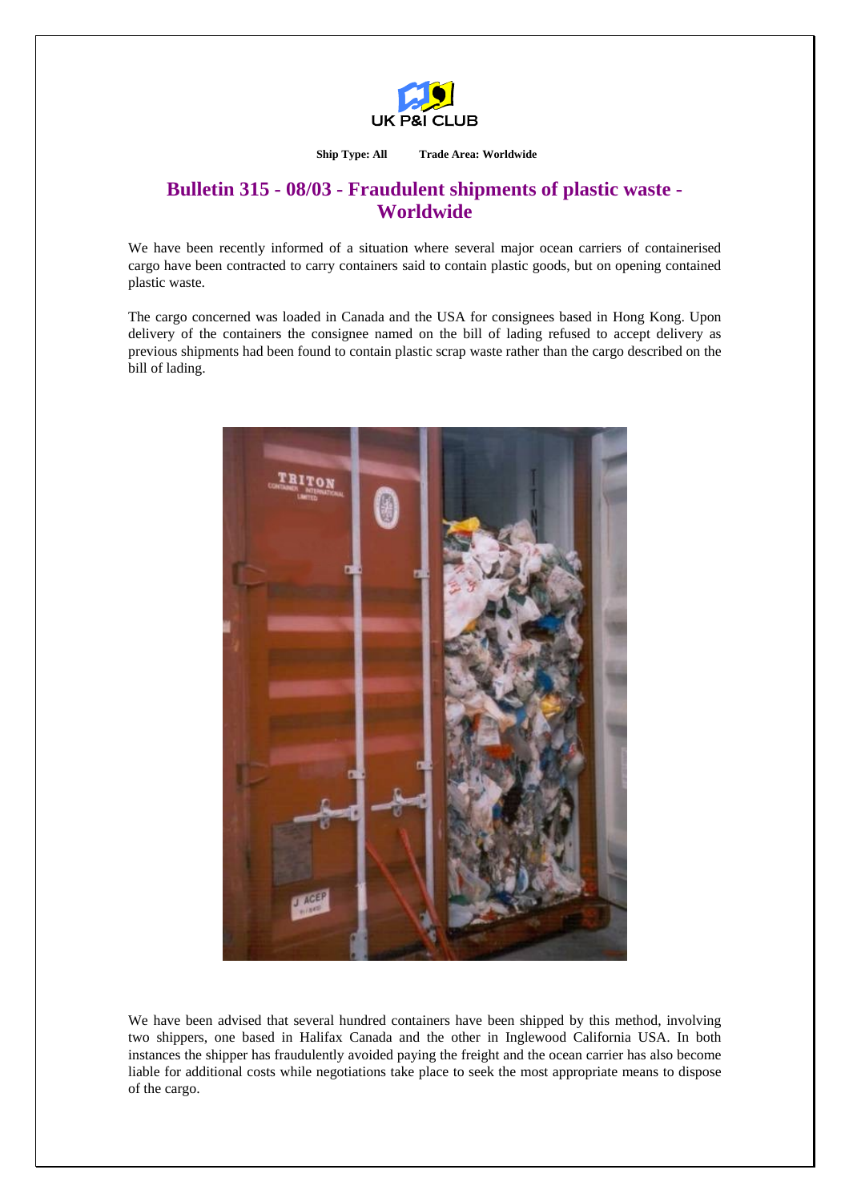UK P&I CLUB

**Ship Type: All** **Trade Area: Worldwide**

# Bulletin 315 - 08/03 - Fraudulent shipments of plastic waste - Worldwide

We have been recently informed of a situation where several major ocean carriers of containerised cargo have been contracted to carry containers said to contain plastic goods, but on opening contained plastic waste.

The cargo concerned was loaded in Canada and the USA for consignees based in Hong Kong. Upon delivery of the containers the consignee named on the bill of lading refused to accept delivery as previous shipments had been found to contain plastic scrap waste rather than the cargo described on the bill of lading.

We have been advised that several hundred containers have been shipped by this method, involving two shippers, one based in Halifax Canada and the other in Inglewood California USA. In both instances the shipper has fraudulently avoided paying the freight and the ocean carrier has also become liable for additional costs while negotiations take place to seek the most appropriate means to dispose of the cargo.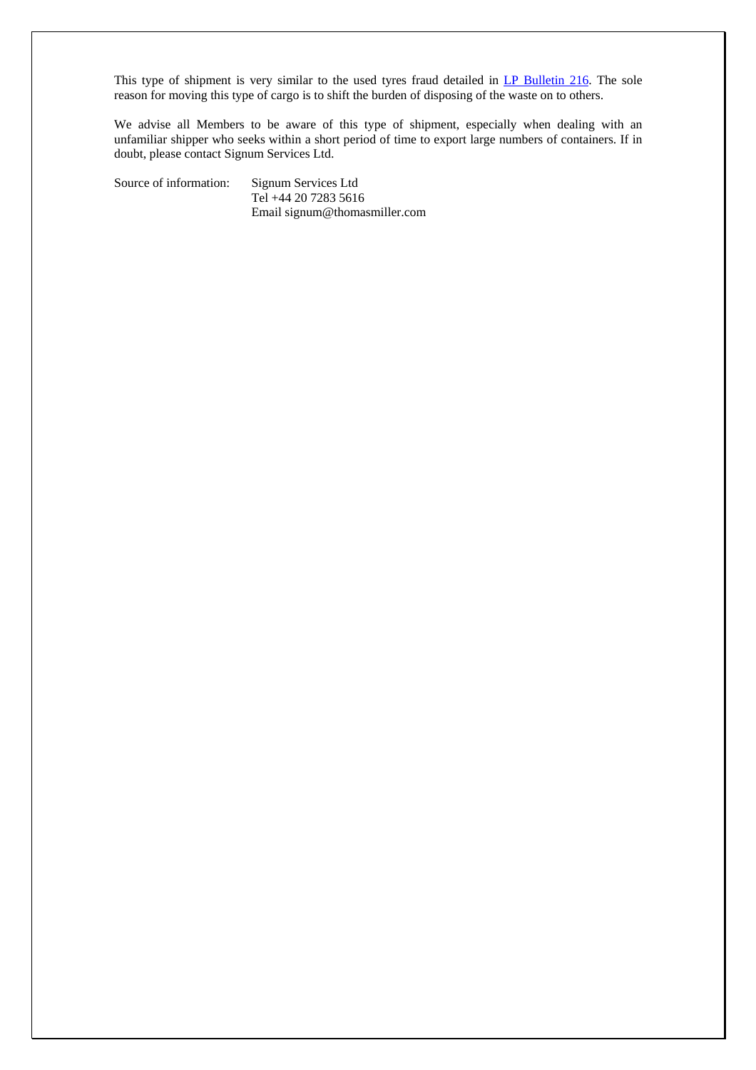This type of shipment is very similar to the used tyres fraud detailed in [LP Bulletin 216](). The sole reason for moving this type of cargo is to shift the burden of disposing of the waste on to others.

We advise all Members to be aware of this type of shipment, especially when dealing with an unfamiliar shipper who seeks within a short period of time to export large numbers of containers. If in doubt, please contact Signum Services Ltd.

Source of information: Signum Services Ltd
Tel +44 20 7283 5616
Email signum@thomasmiller.com